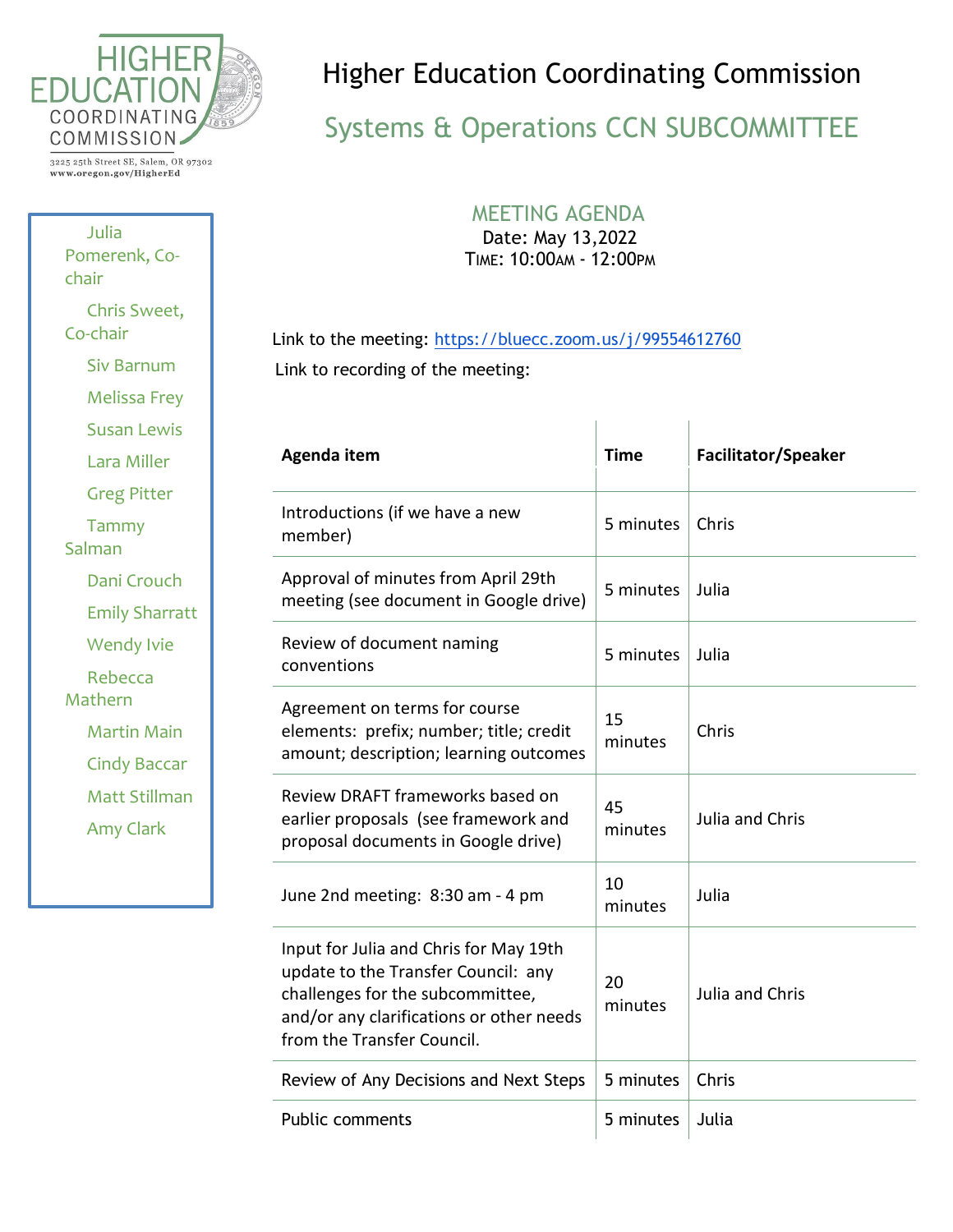HIGHER EDUCATION COORDINATING COMMISSION

3225 25th Street SE, Salem, OR 97302
www.oregon.gov/HigherEd

# Higher Education Coordinating Commission

## Systems & Operations CCN SUBCOMMITTEE

- Julia Pomerenk, Co-chair
- Chris Sweet, Co-chair
- Siv Barnum
- Melissa Frey
- Susan Lewis
- Lara Miller
- Greg Pitter
- Tammy Salman
- Dani Crouch
- Emily Sharratt
- Wendy Ivie
- Rebecca Mathern
- Martin Main
- Cindy Baccar
- Matt Stillman
- Amy Clark

### MEETING AGENDA

Date: May 13,2022
TIME: 10:00AM - 12:00PM

Link to the meeting: https://bluecc.zoom.us/j/99554612760

Link to recording of the meeting:

| Agenda item | Time | Facilitator/Speaker |
|---|---|---|
| Introductions (if we have a new member) | 5 minutes | Chris |
| Approval of minutes from April 29th meeting (see document in Google drive) | 5 minutes | Julia |
| Review of document naming conventions | 5 minutes | Julia |
| Agreement on terms for course elements: prefix; number; title; credit amount; description; learning outcomes | 15 minutes | Chris |
| Review DRAFT frameworks based on earlier proposals (see framework and proposal documents in Google drive) | 45 minutes | Julia and Chris |
| June 2nd meeting: 8:30 am - 4 pm | 10 minutes | Julia |
| Input for Julia and Chris for May 19th update to the Transfer Council: any challenges for the subcommittee, and/or any clarifications or other needs from the Transfer Council. | 20 minutes | Julia and Chris |
| Review of Any Decisions and Next Steps | 5 minutes | Chris |
| Public comments | 5 minutes | Julia |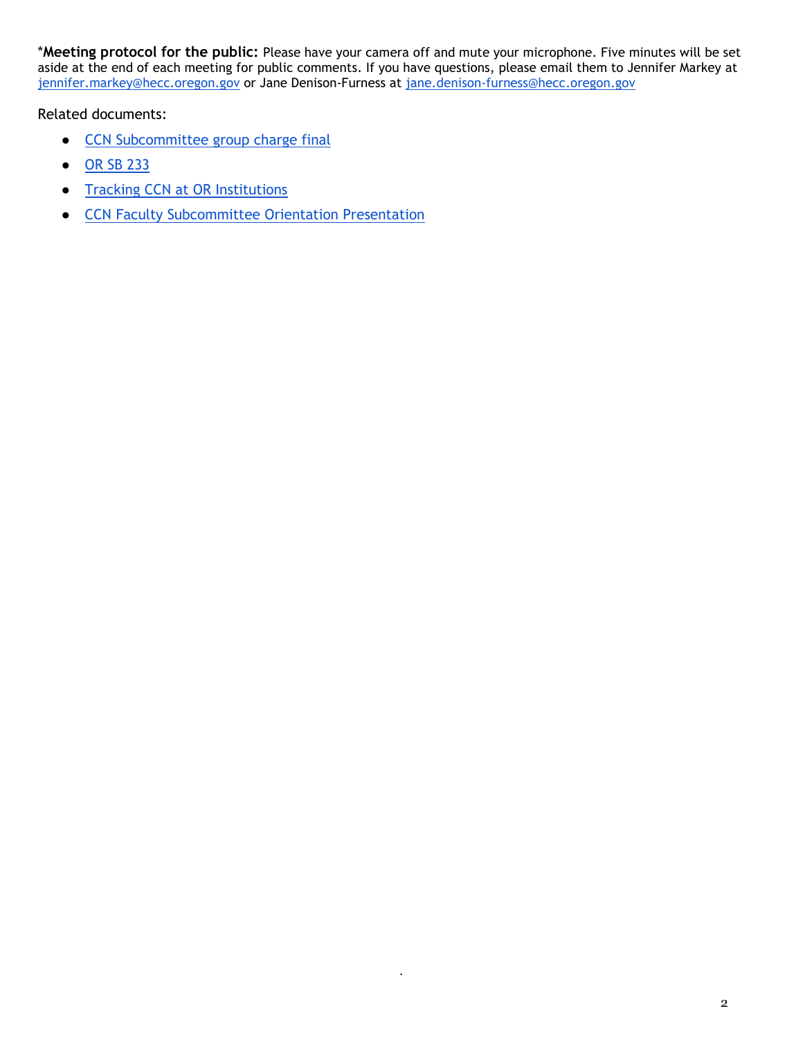*__Meeting protocol for the public:__ Please have your camera off and mute your microphone. Five minutes will be set aside at the end of each meeting for public comments. If you have questions, please email them to Jennifer Markey at jennifer.markey@hecc.oregon.gov or Jane Denison-Furness at jane.denison-furness@hecc.oregon.gov

Related documents:

- CCN Subcommittee group charge final
- OR SB 233
- Tracking CCN at OR Institutions
- CCN Faculty Subcommittee Orientation Presentation